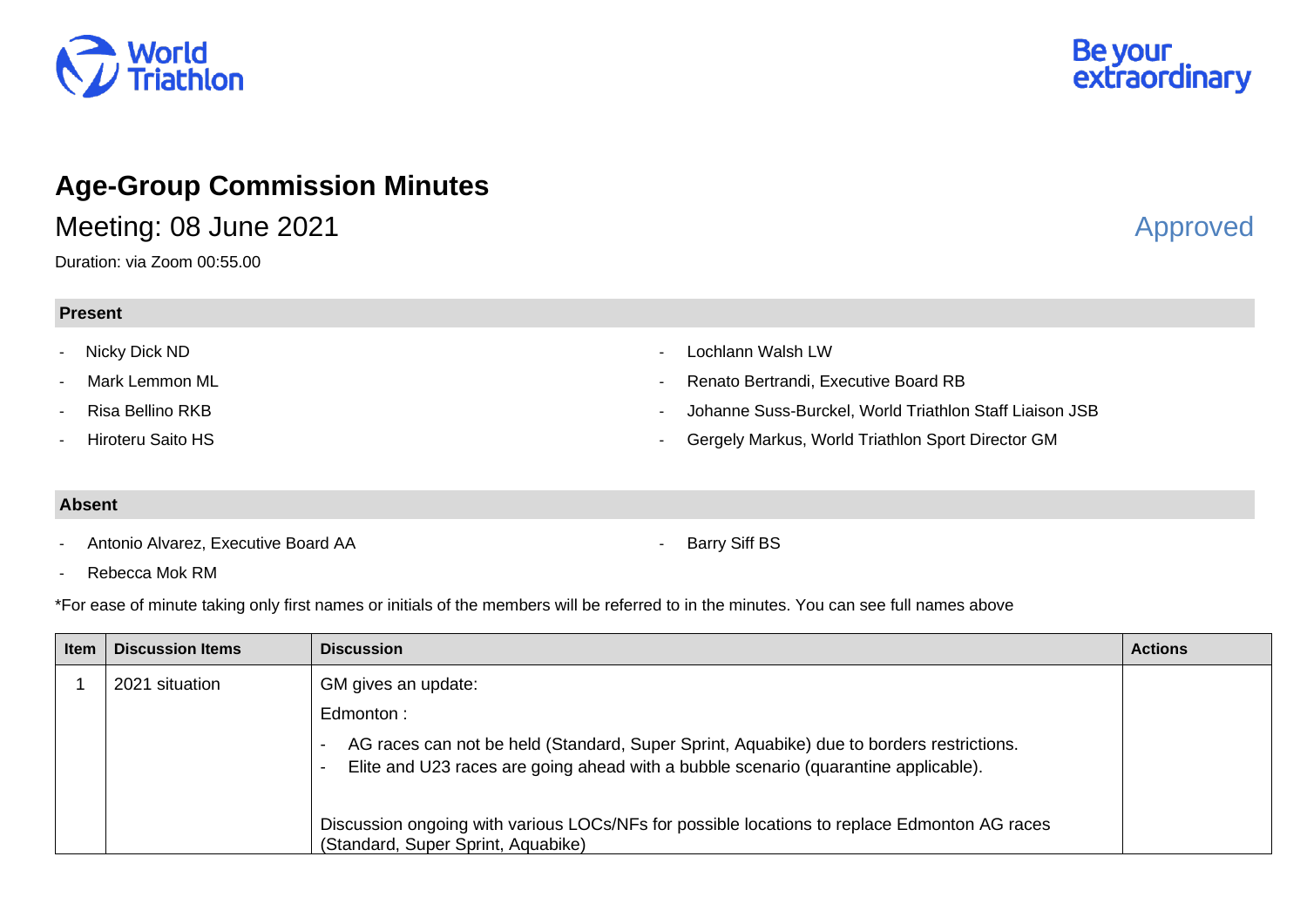# Age-Group Commission Minutes

## Meeting: 08 June 2021

Approved

Duration: via Zoom 00:55.00

### Present

- Nicky Dick ND
- Mark Lemmon ML
- Risa Bellino RKB
- Hiroteru Saito HS
- Lochlann Walsh LW
- Renato Bertrandi, Executive Board RB
- Johanne Suss-Burckel, World Triathlon Staff Liaison JSB
- Gergely Markus, World Triathlon Sport Director GM

### Absent

- Antonio Alvarez, Executive Board AA
- Rebecca Mok RM
- Barry Siff BS

*For ease of minute taking only first names or initials of the members will be referred to in the minutes. You can see full names above

| Item | Discussion Items | Discussion | Actions |
|---|---|---|---|
| 1 | 2021 situation | GM gives an update:<br><br>Edmonton :<br><br>- AG races can not be held (Standard, Super Sprint, Aquabike) due to borders restrictions.<br>- Elite and U23 races are going ahead with a bubble scenario (quarantine applicable).<br><br>Discussion ongoing with various LOCs/NFs for possible locations to replace Edmonton AG races (Standard, Super Sprint, Aquabike) | |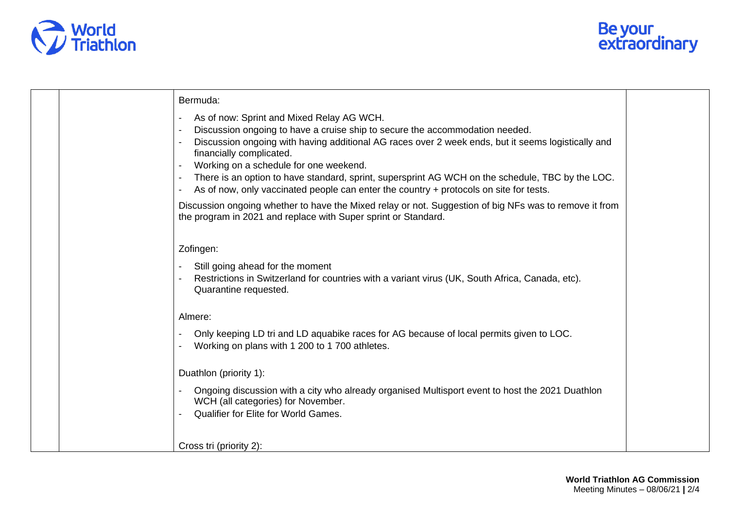| | | Bermuda:<br><br>- As of now: Sprint and Mixed Relay AG WCH.<br>- Discussion ongoing to have a cruise ship to secure the accommodation needed.<br>- Discussion ongoing with having additional AG races over 2 week ends, but it seems logistically and financially complicated.<br>- Working on a schedule for one weekend.<br>- There is an option to have standard, sprint, supersprint AG WCH on the schedule, TBC by the LOC.<br>- As of now, only vaccinated people can enter the country + protocols on site for tests.<br><br>Discussion ongoing whether to have the Mixed relay or not. Suggestion of big NFs was to remove it from the program in 2021 and replace with Super sprint or Standard.<br><br>Zofingen:<br><br>- Still going ahead for the moment<br>- Restrictions in Switzerland for countries with a variant virus (UK, South Africa, Canada, etc). Quarantine requested.<br><br>Almere:<br><br>- Only keeping LD tri and LD aquabike races for AG because of local permits given to LOC.<br>- Working on plans with 1 200 to 1 700 athletes.<br><br>Duathlon (priority 1):<br><br>- Ongoing discussion with a city who already organised Multisport event to host the 2021 Duathlon WCH (all categories) for November.<br>- Qualifier for Elite for World Games.<br><br>Cross tri (priority 2): | |
|---|---|---|---|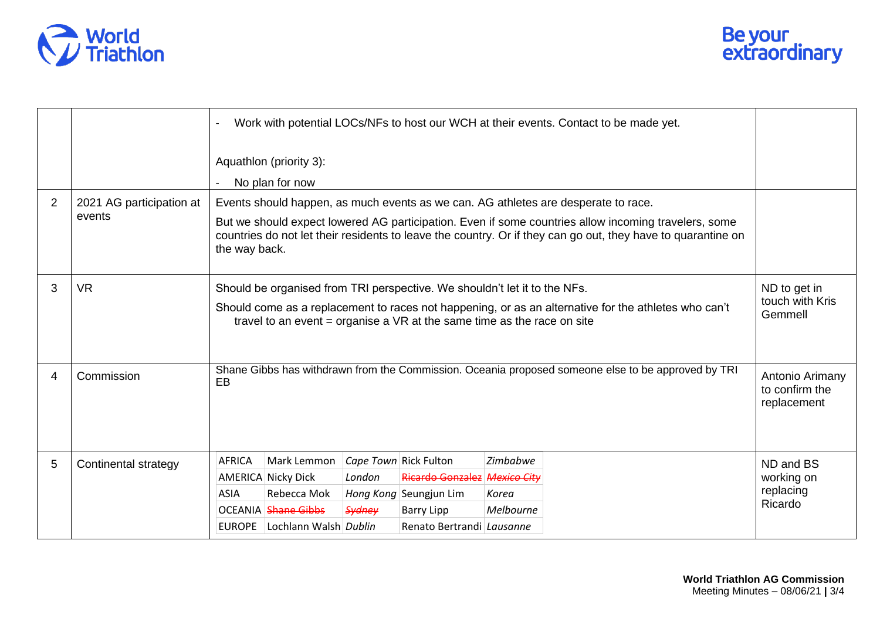| | | | |
|---|---|---|---|
| | | - Work with potential LOCs/NFs to host our WCH at their events. Contact to be made yet.<br><br>Aquathlon (priority 3):<br>- No plan for now | |
| 2 | 2021 AG participation at events | Events should happen, as much events as we can. AG athletes are desperate to race.<br>But we should expect lowered AG participation. Even if some countries allow incoming travelers, some countries do not let their residents to leave the country. Or if they can go out, they have to quarantine on the way back. | |
| 3 | VR | Should be organised from TRI perspective. We shouldn't let it to the NFs.<br>Should come as a replacement to races not happening, or as an alternative for the athletes who can't travel to an event = organise a VR at the same time as the race on site | ND to get in touch with Kris Gemmell |
| 4 | Commission | Shane Gibbs has withdrawn from the Commission. Oceania proposed someone else to be approved by TRI EB | Antonio Arimany to confirm the replacement |
| 5 | Continental strategy | AFRICA – Mark Lemmon – *Cape Town* – Rick Fulton – *Zimbabwe*<br>AMERICA – Nicky Dick – *London* – ~~Ricardo Gonzalez~~ – ~~*Mexico City*~~<br>ASIA – Rebecca Mok – *Hong Kong* – Seungjun Lim – *Korea*<br>OCEANIA – ~~Shane Gibbs~~ – ~~*Sydney*~~ – Barry Lipp – *Melbourne*<br>EUROPE – Lochlann Walsh – *Dublin* – Renato Bertrandi – *Lausanne* | ND and BS working on replacing Ricardo |

**World Triathlon AG Commission**
Meeting Minutes – 08/06/21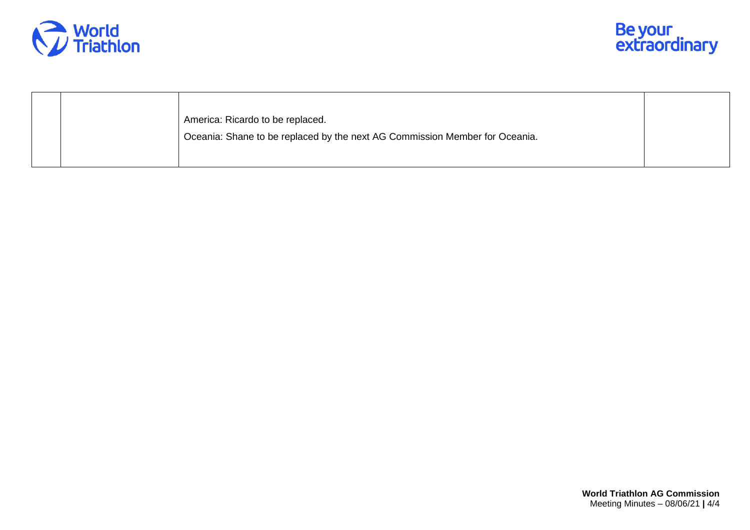| | | | |
|---|---|---|---|
| | | America: Ricardo to be replaced.<br>Oceania: Shane to be replaced by the next AG Commission Member for Oceania. | |